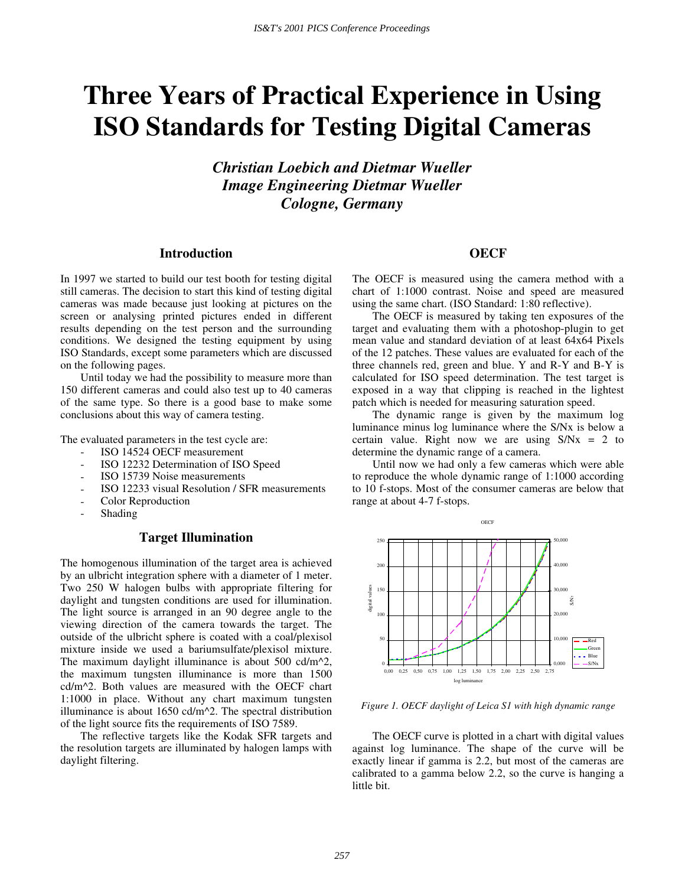# Three Years of Practical Experience in Using ISO Standards for Testing Digital Cameras

***Christian Loebich and Dietmar Wueller***
***Image Engineering Dietmar Wueller***
***Cologne, Germany***

## Introduction

In 1997 we started to build our test booth for testing digital still cameras. The decision to start this kind of testing digital cameras was made because just looking at pictures on the screen or analysing printed pictures ended in different results depending on the test person and the surrounding conditions. We designed the testing equipment by using ISO Standards, except some parameters which are discussed on the following pages.

Until today we had the possibility to measure more than 150 different cameras and could also test up to 40 cameras of the same type. So there is a good base to make some conclusions about this way of camera testing.

The evaluated parameters in the test cycle are:

- ISO 14524 OECF measurement
- ISO 12232 Determination of ISO Speed
- ISO 15739 Noise measurements
- ISO 12233 visual Resolution / SFR measurements
- Color Reproduction
- Shading

## Target Illumination

The homogenous illumination of the target area is achieved by an ulbricht integration sphere with a diameter of 1 meter. Two 250 W halogen bulbs with appropriate filtering for daylight and tungsten conditions are used for illumination. The light source is arranged in an 90 degree angle to the viewing direction of the camera towards the target. The outside of the ulbricht sphere is coated with a coal/plexisol mixture inside we used a bariumsulfate/plexisol mixture. The maximum daylight illuminance is about 500 cd/m^2, the maximum tungsten illuminance is more than 1500 cd/m^2. Both values are measured with the OECF chart 1:1000 in place. Without any chart maximum tungsten illuminance is about 1650 cd/m^2. The spectral distribution of the light source fits the requirements of ISO 7589.

The reflective targets like the Kodak SFR targets and the resolution targets are illuminated by halogen lamps with daylight filtering.

## OECF

The OECF is measured using the camera method with a chart of 1:1000 contrast. Noise and speed are measured using the same chart. (ISO Standard: 1:80 reflective).

The OECF is measured by taking ten exposures of the target and evaluating them with a photoshop-plugin to get mean value and standard deviation of at least 64x64 Pixels of the 12 patches. These values are evaluated for each of the three channels red, green and blue. Y and R-Y and B-Y is calculated for ISO speed determination. The test target is exposed in a way that clipping is reached in the lightest patch which is needed for measuring saturation speed.

The dynamic range is given by the maximum log luminance minus log luminance where the S/Nx is below a certain value. Right now we are using S/Nx = 2 to determine the dynamic range of a camera.

Until now we had only a few cameras which were able to reproduce the whole dynamic range of 1:1000 according to 10 f-stops. Most of the consumer cameras are below that range at about 4-7 f-stops.

*Figure 1. OECF daylight of Leica S1 with high dynamic range*

The OECF curve is plotted in a chart with digital values against log luminance. The shape of the curve will be exactly linear if gamma is 2.2, but most of the cameras are calibrated to a gamma below 2.2, so the curve is hanging a little bit.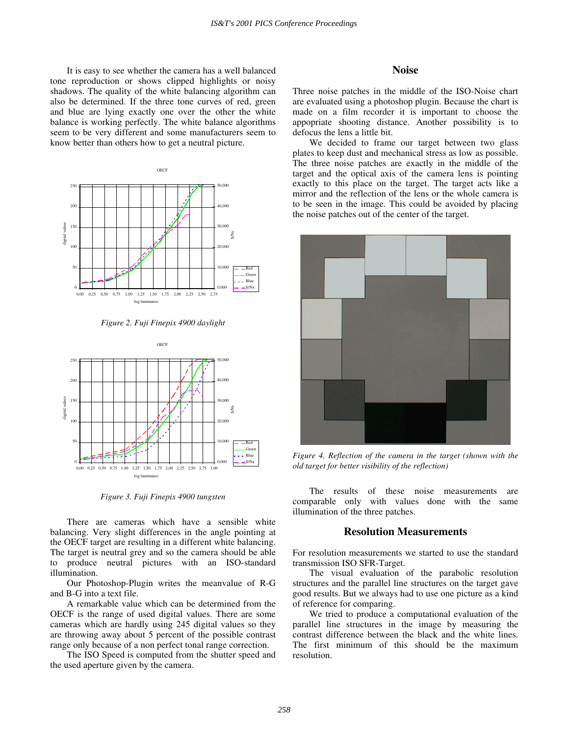It is easy to see whether the camera has a well balanced tone reproduction or shows clipped highlights or noisy shadows. The quality of the white balancing algorithm can also be determined. If the three tone curves of red, green and blue are lying exactly one over the other the white balance is working perfectly. The white balance algorithms seem to be very different and some manufacturers seem to know better than others how to get a neutral picture.

*Figure 2. Fuji Finepix 4900 daylight*

*Figure 3. Fuji Finepix 4900 tungsten*

There are cameras which have a sensible white balancing. Very slight differences in the angle pointing at the OECF target are resulting in a different white balancing. The target is neutral grey and so the camera should be able to produce neutral pictures with an ISO-standard illumination.

Our Photoshop-Plugin writes the meanvalue of R-G and B-G into a text file.

A remarkable value which can be determined from the OECF is the range of used digital values. There are some cameras which are hardly using 245 digital values so they are throwing away about 5 percent of the possible contrast range only because of a non perfect tonal range correction.

The ISO Speed is computed from the shutter speed and the used aperture given by the camera.

## Noise

Three noise patches in the middle of the ISO-Noise chart are evaluated using a photoshop plugin. Because the chart is made on a film recorder it is important to choose the appopriate shooting distance. Another possibility is to defocus the lens a little bit.

We decided to frame our target between two glass plates to keep dust and mechanical stress as low as possible. The three noise patches are exactly in the middle of the target and the optical axis of the camera lens is pointing exactly to this place on the target. The target acts like a mirror and the reflection of the lens or the whole camera is to be seen in the image. This could be avoided by placing the noise patches out of the center of the target.

*Figure 4. Reflection of the camera in the target (shown with the old target for better visibility of the reflection)*

The results of these noise measurements are comparable only with values done with the same illumination of the three patches.

## Resolution Measurements

For resolution measurements we started to use the standard transmission ISO SFR-Target.

The visual evaluation of the parabolic resolution structures and the parallel line structures on the target gave good results. But we always had to use one picture as a kind of reference for comparing.

We tried to produce a computational evaluation of the parallel line structures in the image by measuring the contrast difference between the black and the white lines. The first minimum of this should be the maximum resolution.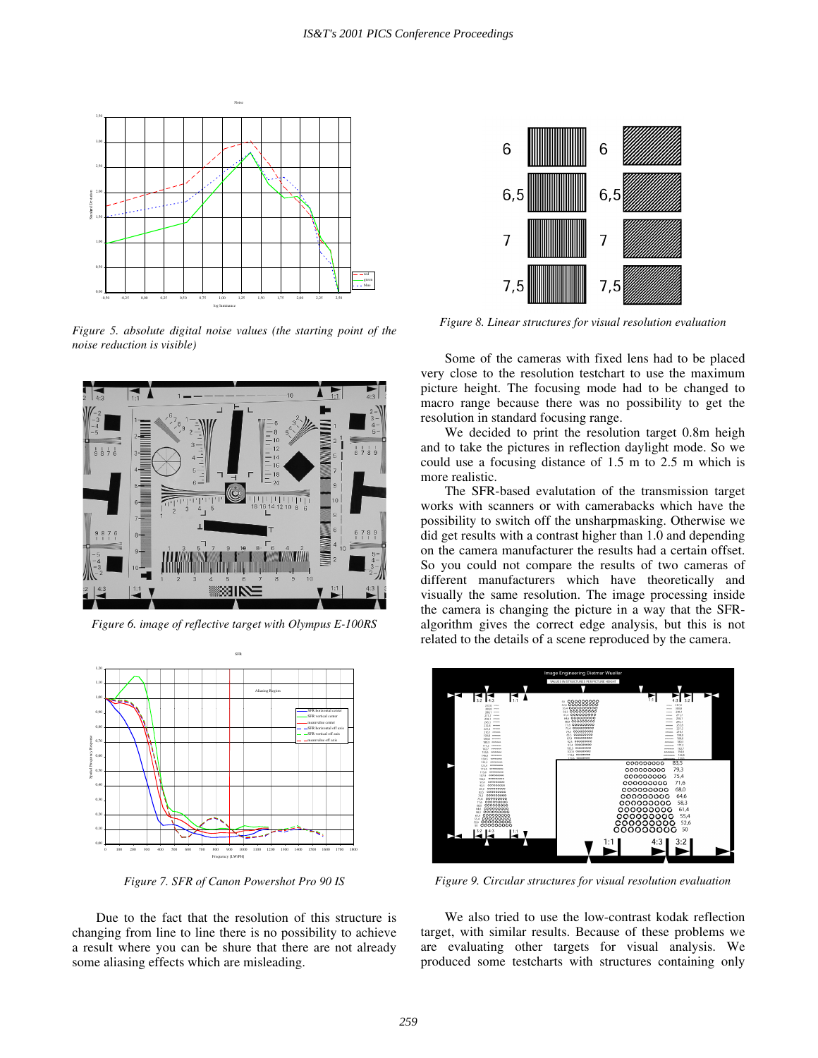Figure 5. absolute digital noise values (the starting point of the noise reduction is visible)

Figure 6. image of reflective target with Olympus E-100RS

Figure 7. SFR of Canon Powershot Pro 90 IS

Due to the fact that the resolution of this structure is changing from line to line there is no possibility to achieve a result where you can be shure that there are not already some aliasing effects which are misleading.

Figure 8. Linear structures for visual resolution evaluation

Some of the cameras with fixed lens had to be placed very close to the resolution testchart to use the maximum picture height. The focusing mode had to be changed to macro range because there was no possibility to get the resolution in standard focusing range.

We decided to print the resolution target 0.8m heigh and to take the pictures in reflection daylight mode. So we could use a focusing distance of 1.5 m to 2.5 m which is more realistic.

The SFR-based evalutation of the transmission target works with scanners or with camerabacks which have the possibility to switch off the unsharpmasking. Otherwise we did get results with a contrast higher than 1.0 and depending on the camera manufacturer the results had a certain offset. So you could not compare the results of two cameras of different manufacturers which have theoretically and visually the same resolution. The image processing inside the camera is changing the picture in a way that the SFR-algorithm gives the correct edge analysis, but this is not related to the details of a scene reproduced by the camera.

Figure 9. Circular structures for visual resolution evaluation

We also tried to use the low-contrast kodak reflection target, with similar results. Because of these problems we are evaluating other targets for visual analysis. We produced some testcharts with structures containing only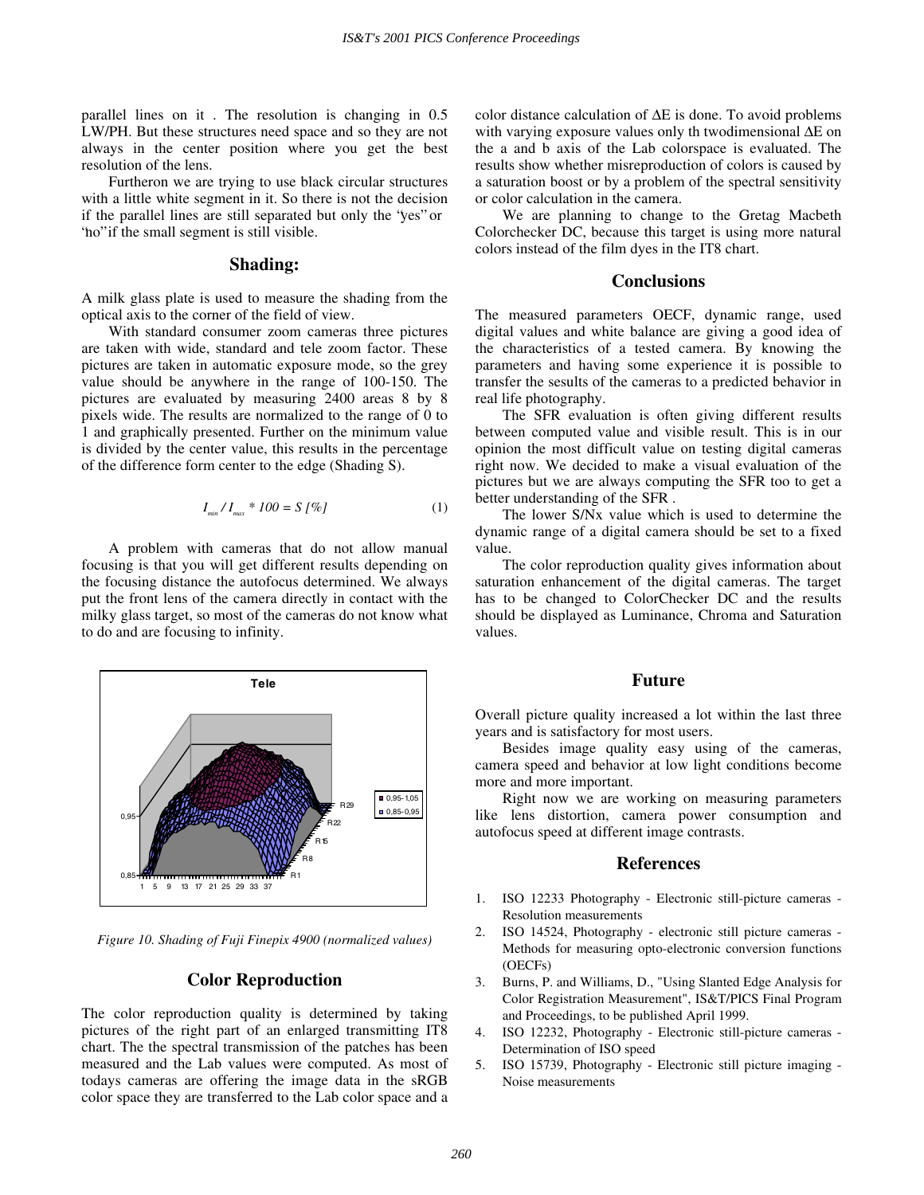parallel lines on it . The resolution is changing in 0.5 LW/PH. But these structures need space and so they are not always in the center position where you get the best resolution of the lens.

Furtheron we are trying to use black circular structures with a little white segment in it. So there is not the decision if the parallel lines are still separated but only the 'yes" or 'no" if the small segment is still visible.

## Shading:

A milk glass plate is used to measure the shading from the optical axis to the corner of the field of view.

With standard consumer zoom cameras three pictures are taken with wide, standard and tele zoom factor. These pictures are taken in automatic exposure mode, so the grey value should be anywhere in the range of 100-150. The pictures are evaluated by measuring 2400 areas 8 by 8 pixels wide. The results are normalized to the range of 0 to 1 and graphically presented. Further on the minimum value is divided by the center value, this results in the percentage of the difference form center to the edge (Shading S).

$$I_{min} / I_{max} * 100 = S\ [\%] \quad (1)$$

A problem with cameras that do not allow manual focusing is that you will get different results depending on the focusing distance the autofocus determined. We always put the front lens of the camera directly in contact with the milky glass target, so most of the cameras do not know what to do and are focusing to infinity.

*Figure 10. Shading of Fuji Finepix 4900 (normalized values)*

## Color Reproduction

The color reproduction quality is determined by taking pictures of the right part of an enlarged transmitting IT8 chart. The the spectral transmission of the patches has been measured and the Lab values were computed. As most of todays cameras are offering the image data in the sRGB color space they are transferred to the Lab color space and a color distance calculation of ΔE is done. To avoid problems with varying exposure values only th twodimensional ΔE on the a and b axis of the Lab colorspace is evaluated. The results show whether misreproduction of colors is caused by a saturation boost or by a problem of the spectral sensitivity or color calculation in the camera.

We are planning to change to the Gretag Macbeth Colorchecker DC, because this target is using more natural colors instead of the film dyes in the IT8 chart.

## Conclusions

The measured parameters OECF, dynamic range, used digital values and white balance are giving a good idea of the characteristics of a tested camera. By knowing the parameters and having some experience it is possible to transfer the results of the cameras to a predicted behavior in real life photography.

The SFR evaluation is often giving different results between computed value and visible result. This is in our opinion the most difficult value on testing digital cameras right now. We decided to make a visual evaluation of the pictures but we are always computing the SFR too to get a better understanding of the SFR .

The lower S/Nx value which is used to determine the dynamic range of a digital camera should be set to a fixed value.

The color reproduction quality gives information about saturation enhancement of the digital cameras. The target has to be changed to ColorChecker DC and the results should be displayed as Luminance, Chroma and Saturation values.

## Future

Overall picture quality increased a lot within the last three years and is satisfactory for most users.

Besides image quality easy using of the cameras, camera speed and behavior at low light conditions become more and more important.

Right now we are working on measuring parameters like lens distortion, camera power consumption and autofocus speed at different image contrasts.

## References

1. ISO 12233 Photography - Electronic still-picture cameras - Resolution measurements
2. ISO 14524, Photography - electronic still picture cameras - Methods for measuring opto-electronic conversion functions (OECFs)
3. Burns, P. and Williams, D., "Using Slanted Edge Analysis for Color Registration Measurement", IS&T/PICS Final Program and Proceedings, to be published April 1999.
4. ISO 12232, Photography - Electronic still-picture cameras - Determination of ISO speed
5. ISO 15739, Photography - Electronic still picture imaging - Noise measurements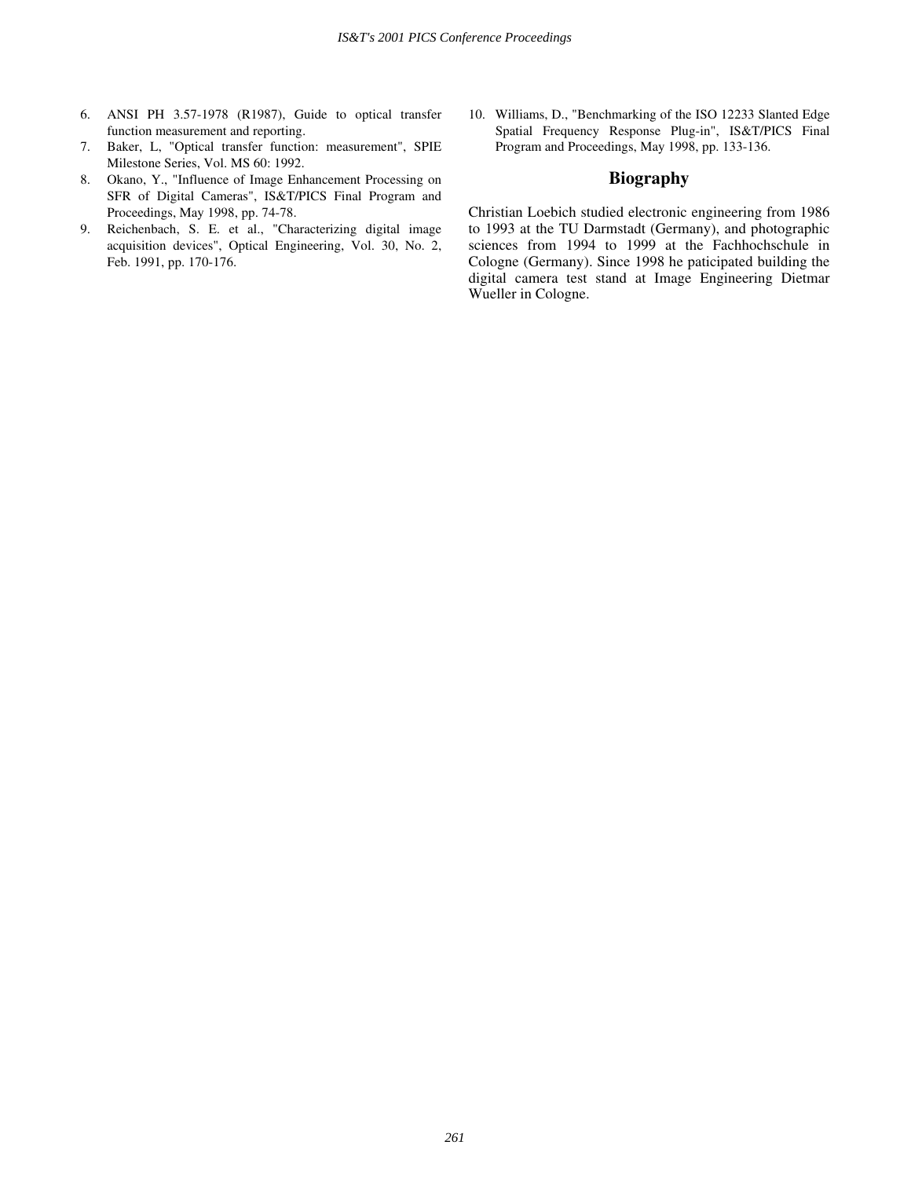6. ANSI PH 3.57-1978 (R1987), Guide to optical transfer function measurement and reporting.
7. Baker, L, "Optical transfer function: measurement", SPIE Milestone Series, Vol. MS 60: 1992.
8. Okano, Y., "Influence of Image Enhancement Processing on SFR of Digital Cameras", IS&T/PICS Final Program and Proceedings, May 1998, pp. 74-78.
9. Reichenbach, S. E. et al., "Characterizing digital image acquisition devices", Optical Engineering, Vol. 30, No. 2, Feb. 1991, pp. 170-176.
10. Williams, D., "Benchmarking of the ISO 12233 Slanted Edge Spatial Frequency Response Plug-in", IS&T/PICS Final Program and Proceedings, May 1998, pp. 133-136.

## Biography

Christian Loebich studied electronic engineering from 1986 to 1993 at the TU Darmstadt (Germany), and photographic sciences from 1994 to 1999 at the Fachhochschule in Cologne (Germany). Since 1998 he paticipated building the digital camera test stand at Image Engineering Dietmar Wueller in Cologne.